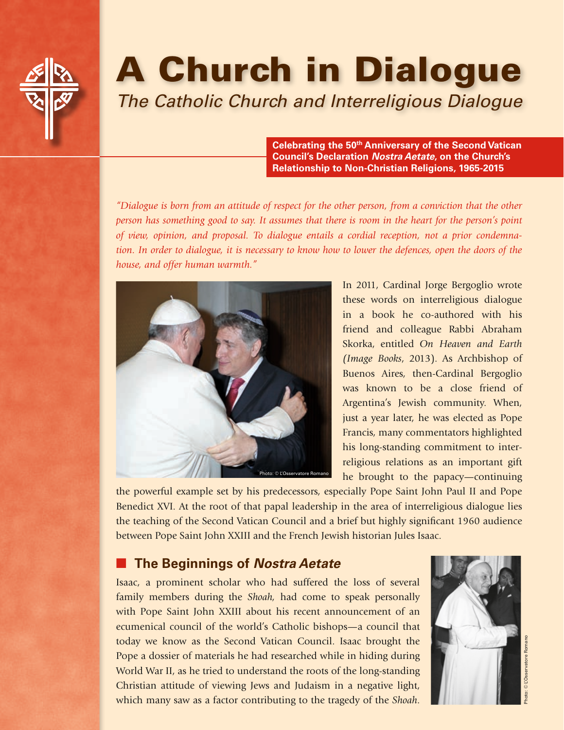# A Church in Dialogue

*The Catholic Church and Interreligious Dialogue*

**Celebrating the 50th Anniversary of the Second Vatican Council's Declaration *Nostra Aetate*, on the Church's Relationship to Non-Christian Religions, 1965-2015**

*"Dialogue is born from an attitude of respect for the other person, from a conviction that the other person has something good to say. It assumes that there is room in the heart for the person's point of view, opinion, and proposal. To dialogue entails a cordial reception, not a prior condemnation. In order to dialogue, it is necessary to know how to lower the defences, open the doors of the house, and offer human warmth."*

Photo: © L'Osservatore Romano

In 2011, Cardinal Jorge Bergoglio wrote these words on interreligious dialogue in a book he co-authored with his friend and colleague Rabbi Abraham Skorka, entitled *On Heaven and Earth (Image Books*, 2013). As Archbishop of Buenos Aires, then-Cardinal Bergoglio was known to be a close friend of Argentina's Jewish community. When, just a year later, he was elected as Pope Francis, many commentators highlighted his long-standing commitment to interreligious relations as an important gift he brought to the papacy—continuing the powerful example set by his predecessors, especially Pope Saint John Paul II and Pope Benedict XVI. At the root of that papal leadership in the area of interreligious dialogue lies the teaching of the Second Vatican Council and a brief but highly significant 1960 audience between Pope Saint John XXIII and the French Jewish historian Jules Isaac.

## The Beginnings of *Nostra Aetate*

Isaac, a prominent scholar who had suffered the loss of several family members during the *Shoah*, had come to speak personally with Pope Saint John XXIII about his recent announcement of an ecumenical council of the world's Catholic bishops—a council that today we know as the Second Vatican Council. Isaac brought the Pope a dossier of materials he had researched while in hiding during World War II, as he tried to understand the roots of the long-standing Christian attitude of viewing Jews and Judaism in a negative light, which many saw as a factor contributing to the tragedy of the *Shoah*.

Photo: © L'Osservatore Romano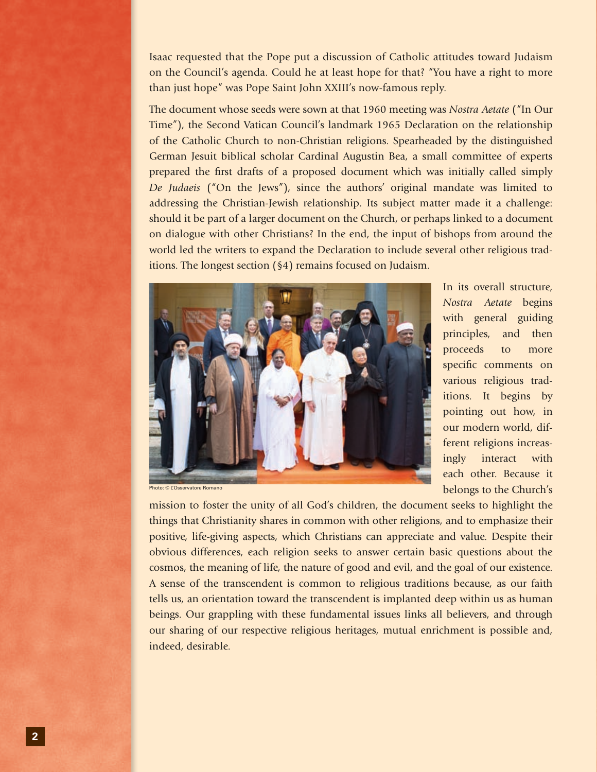Isaac requested that the Pope put a discussion of Catholic attitudes toward Judaism on the Council's agenda. Could he at least hope for that? "You have a right to more than just hope" was Pope Saint John XXIII's now-famous reply.

The document whose seeds were sown at that 1960 meeting was *Nostra Aetate* ("In Our Time"), the Second Vatican Council's landmark 1965 Declaration on the relationship of the Catholic Church to non-Christian religions. Spearheaded by the distinguished German Jesuit biblical scholar Cardinal Augustin Bea, a small committee of experts prepared the first drafts of a proposed document which was initially called simply *De Judaeis* ("On the Jews"), since the authors' original mandate was limited to addressing the Christian-Jewish relationship. Its subject matter made it a challenge: should it be part of a larger document on the Church, or perhaps linked to a document on dialogue with other Christians? In the end, the input of bishops from around the world led the writers to expand the Declaration to include several other religious traditions. The longest section (§4) remains focused on Judaism.

Photo: © L'Osservatore Romano

In its overall structure, *Nostra Aetate* begins with general guiding principles, and then proceeds to more specific comments on various religious traditions. It begins by pointing out how, in our modern world, different religions increasingly interact with each other. Because it belongs to the Church's mission to foster the unity of all God's children, the document seeks to highlight the things that Christianity shares in common with other religions, and to emphasize their positive, life-giving aspects, which Christians can appreciate and value. Despite their obvious differences, each religion seeks to answer certain basic questions about the cosmos, the meaning of life, the nature of good and evil, and the goal of our existence. A sense of the transcendent is common to religious traditions because, as our faith tells us, an orientation toward the transcendent is implanted deep within us as human beings. Our grappling with these fundamental issues links all believers, and through our sharing of our respective religious heritages, mutual enrichment is possible and, indeed, desirable.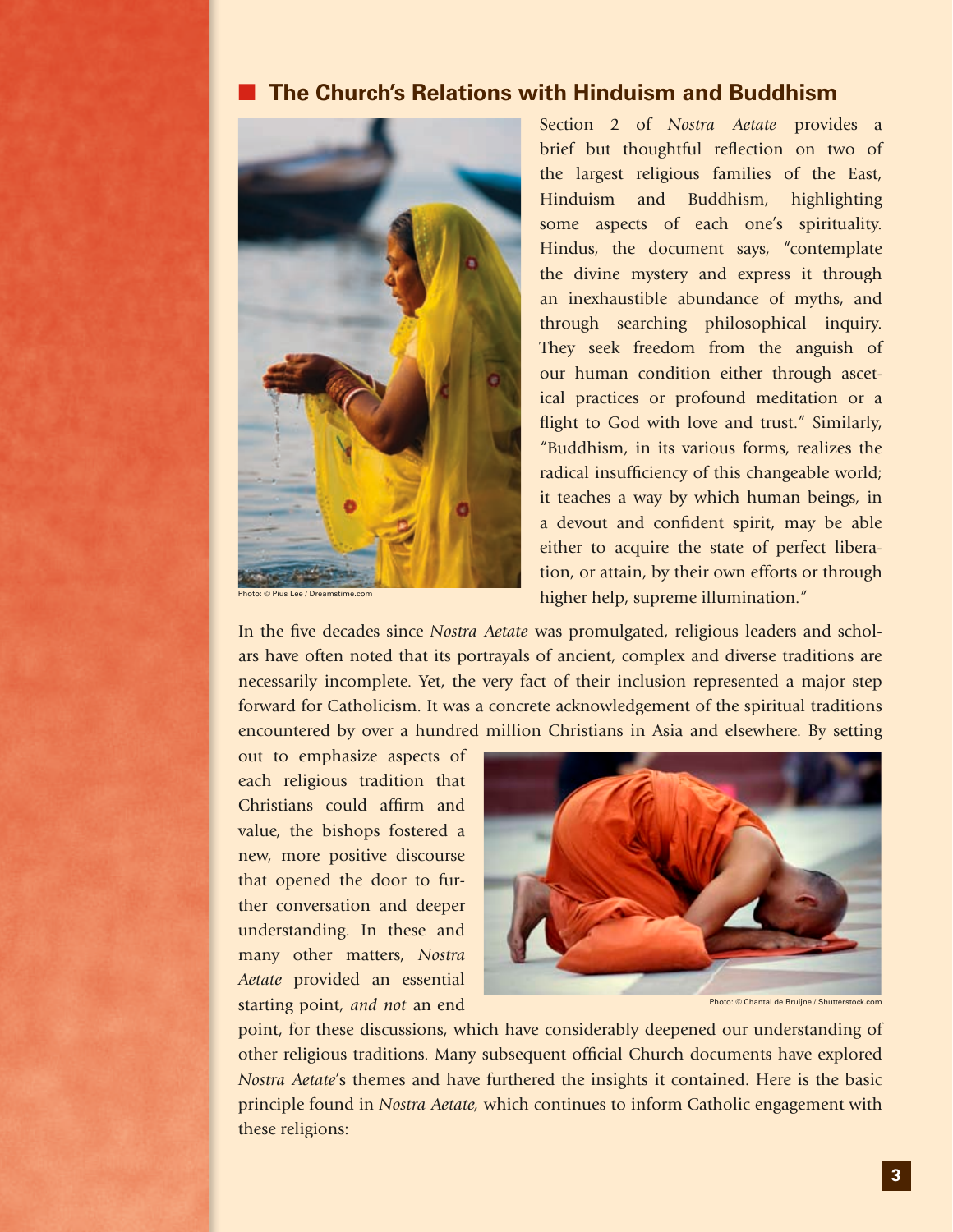## The Church's Relations with Hinduism and Buddhism

Photo: © Pius Lee / Dreamstime.com

Section 2 of *Nostra Aetate* provides a brief but thoughtful reflection on two of the largest religious families of the East, Hinduism and Buddhism, highlighting some aspects of each one's spirituality. Hindus, the document says, "contemplate the divine mystery and express it through an inexhaustible abundance of myths, and through searching philosophical inquiry. They seek freedom from the anguish of our human condition either through ascetical practices or profound meditation or a flight to God with love and trust." Similarly, "Buddhism, in its various forms, realizes the radical insufficiency of this changeable world; it teaches a way by which human beings, in a devout and confident spirit, may be able either to acquire the state of perfect liberation, or attain, by their own efforts or through higher help, supreme illumination."

In the five decades since *Nostra Aetate* was promulgated, religious leaders and scholars have often noted that its portrayals of ancient, complex and diverse traditions are necessarily incomplete. Yet, the very fact of their inclusion represented a major step forward for Catholicism. It was a concrete acknowledgement of the spiritual traditions encountered by over a hundred million Christians in Asia and elsewhere. By setting out to emphasize aspects of each religious tradition that Christians could affirm and value, the bishops fostered a new, more positive discourse that opened the door to further conversation and deeper understanding. In these and many other matters, *Nostra Aetate* provided an essential starting point, *and not* an end point, for these discussions, which have considerably deepened our understanding of other religious traditions. Many subsequent official Church documents have explored *Nostra Aetate*'s themes and have furthered the insights it contained. Here is the basic principle found in *Nostra Aetate*, which continues to inform Catholic engagement with these religions:

Photo: © Chantal de Bruijne / Shutterstock.com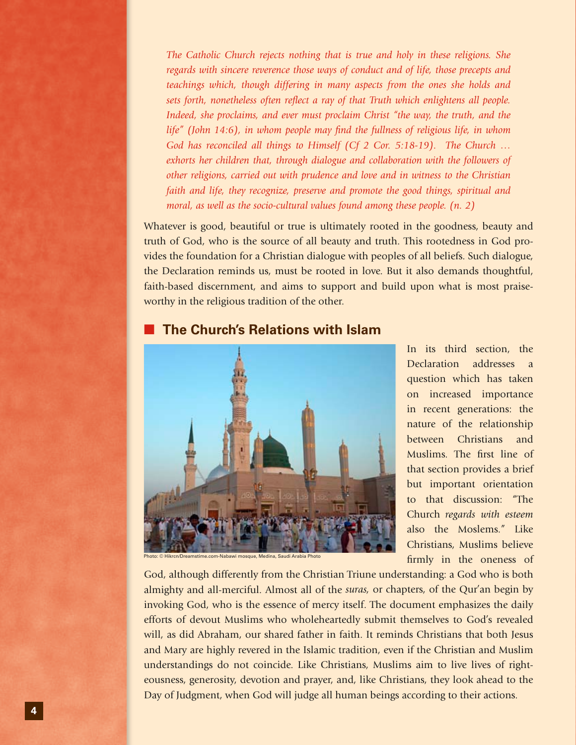*The Catholic Church rejects nothing that is true and holy in these religions. She regards with sincere reverence those ways of conduct and of life, those precepts and teachings which, though differing in many aspects from the ones she holds and sets forth, nonetheless often reflect a ray of that Truth which enlightens all people. Indeed, she proclaims, and ever must proclaim Christ "the way, the truth, and the life" (John 14:6), in whom people may find the fullness of religious life, in whom God has reconciled all things to Himself (Cf 2 Cor. 5:18-19). The Church … exhorts her children that, through dialogue and collaboration with the followers of other religions, carried out with prudence and love and in witness to the Christian faith and life, they recognize, preserve and promote the good things, spiritual and moral, as well as the socio-cultural values found among these people. (n. 2)*

Whatever is good, beautiful or true is ultimately rooted in the goodness, beauty and truth of God, who is the source of all beauty and truth. This rootedness in God provides the foundation for a Christian dialogue with peoples of all beliefs. Such dialogue, the Declaration reminds us, must be rooted in love. But it also demands thoughtful, faith-based discernment, and aims to support and build upon what is most praiseworthy in the religious tradition of the other.

## The Church's Relations with Islam

Photo: © Hikrcn/Dreamstime.com-Nabawi mosque, Medina, Saudi Arabia Photo

In its third section, the Declaration addresses a question which has taken on increased importance in recent generations: the nature of the relationship between Christians and Muslims. The first line of that section provides a brief but important orientation to that discussion: "The Church *regards with esteem* also the Moslems." Like Christians, Muslims believe firmly in the oneness of God, although differently from the Christian Triune understanding: a God who is both almighty and all-merciful. Almost all of the *suras,* or chapters, of the Qur'an begin by invoking God, who is the essence of mercy itself. The document emphasizes the daily efforts of devout Muslims who wholeheartedly submit themselves to God's revealed will, as did Abraham, our shared father in faith. It reminds Christians that both Jesus and Mary are highly revered in the Islamic tradition, even if the Christian and Muslim understandings do not coincide. Like Christians, Muslims aim to live lives of righteousness, generosity, devotion and prayer, and, like Christians, they look ahead to the Day of Judgment, when God will judge all human beings according to their actions.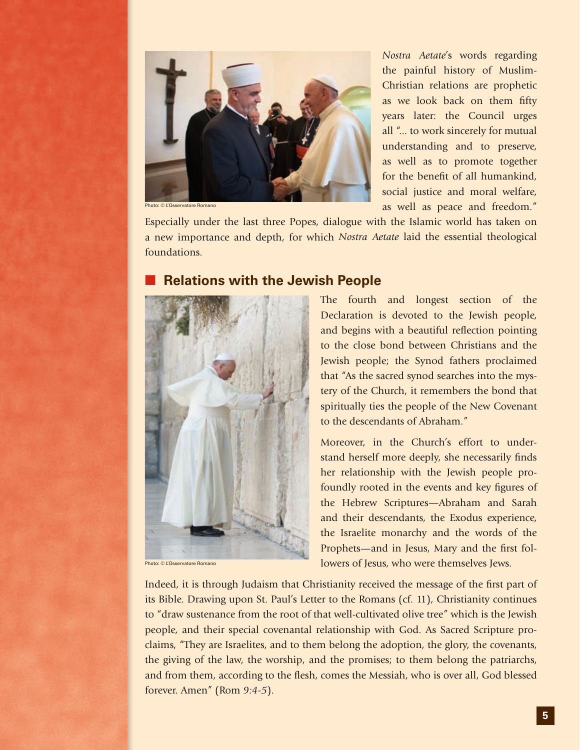Photo: © L'Osservatore Romano

*Nostra Aetate*'s words regarding the painful history of Muslim-Christian relations are prophetic as we look back on them fifty years later: the Council urges all "... to work sincerely for mutual understanding and to preserve, as well as to promote together for the benefit of all humankind, social justice and moral welfare, as well as peace and freedom." Especially under the last three Popes, dialogue with the Islamic world has taken on a new importance and depth, for which *Nostra Aetate* laid the essential theological foundations.

## Relations with the Jewish People

Photo: © L'Osservatore Romano

The fourth and longest section of the Declaration is devoted to the Jewish people, and begins with a beautiful reflection pointing to the close bond between Christians and the Jewish people; the Synod fathers proclaimed that "As the sacred synod searches into the mystery of the Church, it remembers the bond that spiritually ties the people of the New Covenant to the descendants of Abraham."

Moreover, in the Church's effort to understand herself more deeply, she necessarily finds her relationship with the Jewish people profoundly rooted in the events and key figures of the Hebrew Scriptures—Abraham and Sarah and their descendants, the Exodus experience, the Israelite monarchy and the words of the Prophets—and in Jesus, Mary and the first followers of Jesus, who were themselves Jews.

Indeed, it is through Judaism that Christianity received the message of the first part of its Bible. Drawing upon St. Paul's Letter to the Romans (cf. 11), Christianity continues to "draw sustenance from the root of that well-cultivated olive tree" which is the Jewish people, and their special covenantal relationship with God. As Sacred Scripture proclaims, "They are Israelites, and to them belong the adoption, the glory, the covenants, the giving of the law, the worship, and the promises; to them belong the patriarchs, and from them, according to the flesh, comes the Messiah, who is over all, God blessed forever. Amen" (Rom *9:4-5*).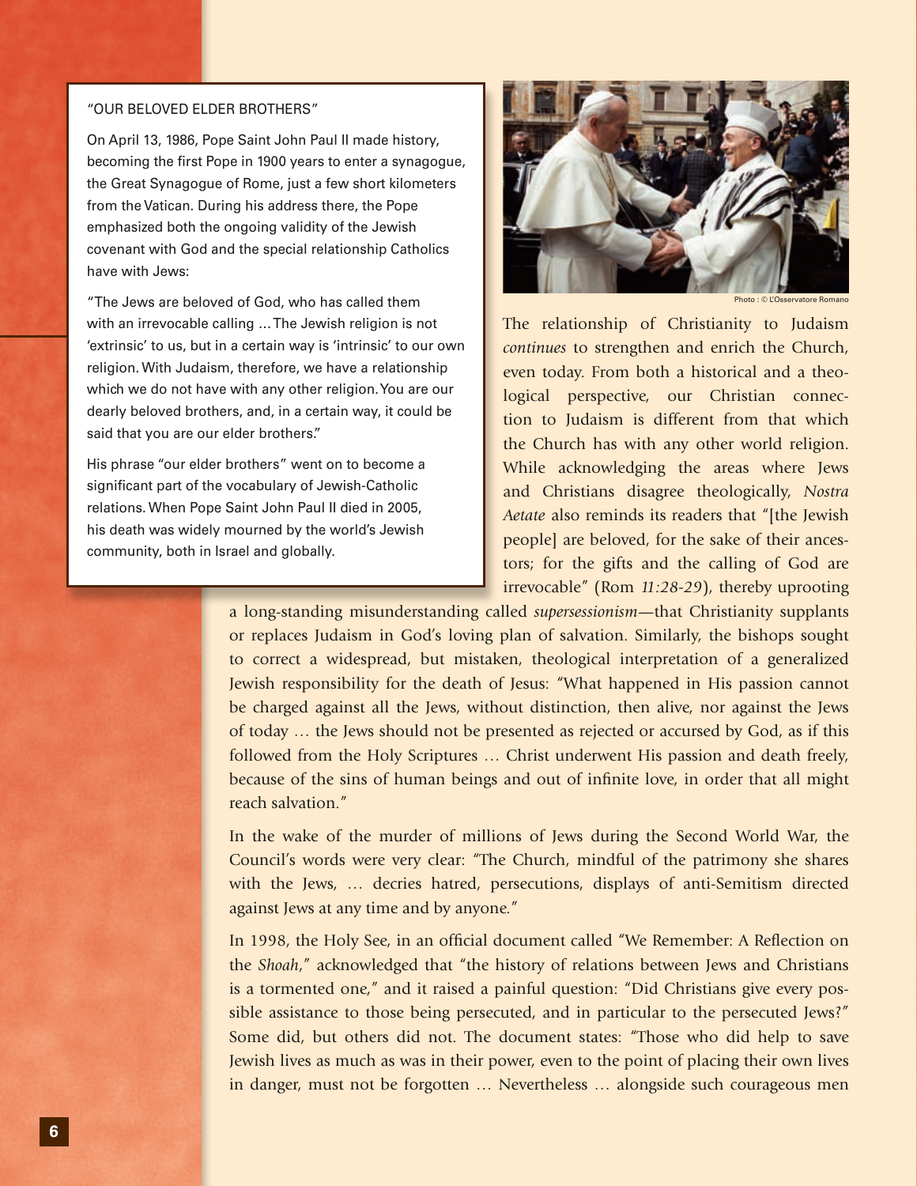### "OUR BELOVED ELDER BROTHERS"

On April 13, 1986, Pope Saint John Paul II made history, becoming the first Pope in 1900 years to enter a synagogue, the Great Synagogue of Rome, just a few short kilometers from the Vatican. During his address there, the Pope emphasized both the ongoing validity of the Jewish covenant with God and the special relationship Catholics have with Jews:

"The Jews are beloved of God, who has called them with an irrevocable calling … The Jewish religion is not 'extrinsic' to us, but in a certain way is 'intrinsic' to our own religion. With Judaism, therefore, we have a relationship which we do not have with any other religion. You are our dearly beloved brothers, and, in a certain way, it could be said that you are our elder brothers."

His phrase "our elder brothers" went on to become a significant part of the vocabulary of Jewish-Catholic relations. When Pope Saint John Paul II died in 2005, his death was widely mourned by the world's Jewish community, both in Israel and globally.

Photo : © L'Osservatore Romano

The relationship of Christianity to Judaism *continues* to strengthen and enrich the Church, even today. From both a historical and a theological perspective, our Christian connection to Judaism is different from that which the Church has with any other world religion. While acknowledging the areas where Jews and Christians disagree theologically, *Nostra Aetate* also reminds its readers that "[the Jewish people] are beloved, for the sake of their ancestors; for the gifts and the calling of God are irrevocable" (Rom *11:28-29*), thereby uprooting a long-standing misunderstanding called *supersessionism*—that Christianity supplants or replaces Judaism in God's loving plan of salvation. Similarly, the bishops sought to correct a widespread, but mistaken, theological interpretation of a generalized Jewish responsibility for the death of Jesus: "What happened in His passion cannot be charged against all the Jews, without distinction, then alive, nor against the Jews of today … the Jews should not be presented as rejected or accursed by God, as if this followed from the Holy Scriptures … Christ underwent His passion and death freely, because of the sins of human beings and out of infinite love, in order that all might reach salvation."

In the wake of the murder of millions of Jews during the Second World War, the Council's words were very clear: "The Church, mindful of the patrimony she shares with the Jews, … decries hatred, persecutions, displays of anti-Semitism directed against Jews at any time and by anyone."

In 1998, the Holy See, in an official document called "We Remember: A Reflection on the *Shoah*," acknowledged that "the history of relations between Jews and Christians is a tormented one," and it raised a painful question: "Did Christians give every possible assistance to those being persecuted, and in particular to the persecuted Jews?" Some did, but others did not. The document states: "Those who did help to save Jewish lives as much as was in their power, even to the point of placing their own lives in danger, must not be forgotten … Nevertheless … alongside such courageous men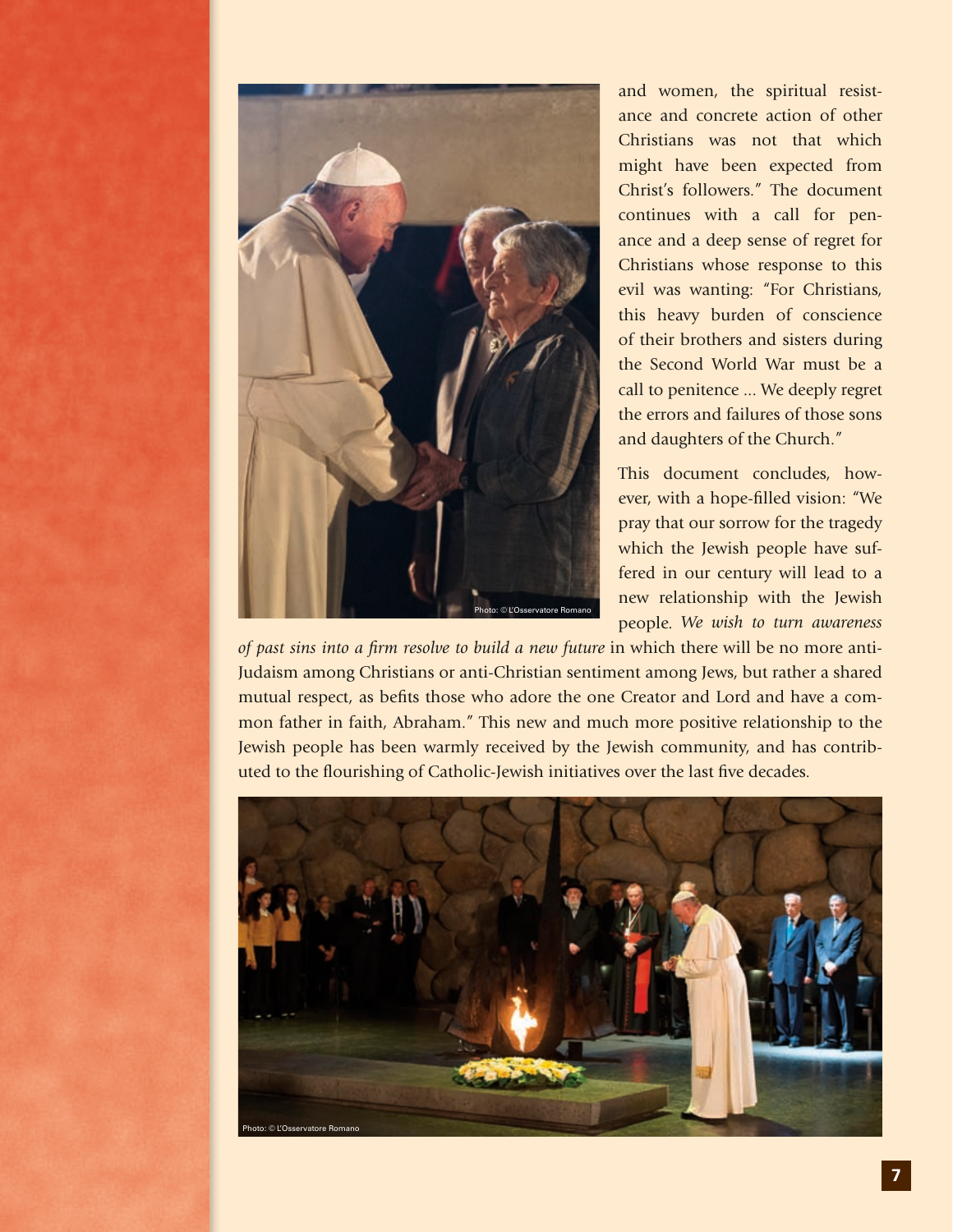and women, the spiritual resistance and concrete action of other Christians was not that which might have been expected from Christ's followers." The document continues with a call for penance and a deep sense of regret for Christians whose response to this evil was wanting: "For Christians, this heavy burden of conscience of their brothers and sisters during the Second World War must be a call to penitence ... We deeply regret the errors and failures of those sons and daughters of the Church."

This document concludes, however, with a hope-filled vision: "We pray that our sorrow for the tragedy which the Jewish people have suffered in our century will lead to a new relationship with the Jewish people. *We wish to turn awareness of past sins into a firm resolve to build a new future* in which there will be no more anti-Judaism among Christians or anti-Christian sentiment among Jews, but rather a shared mutual respect, as befits those who adore the one Creator and Lord and have a common father in faith, Abraham." This new and much more positive relationship to the Jewish people has been warmly received by the Jewish community, and has contributed to the flourishing of Catholic-Jewish initiatives over the last five decades.

Photo: © L'Osservatore Romano

Photo: © L'Osservatore Romano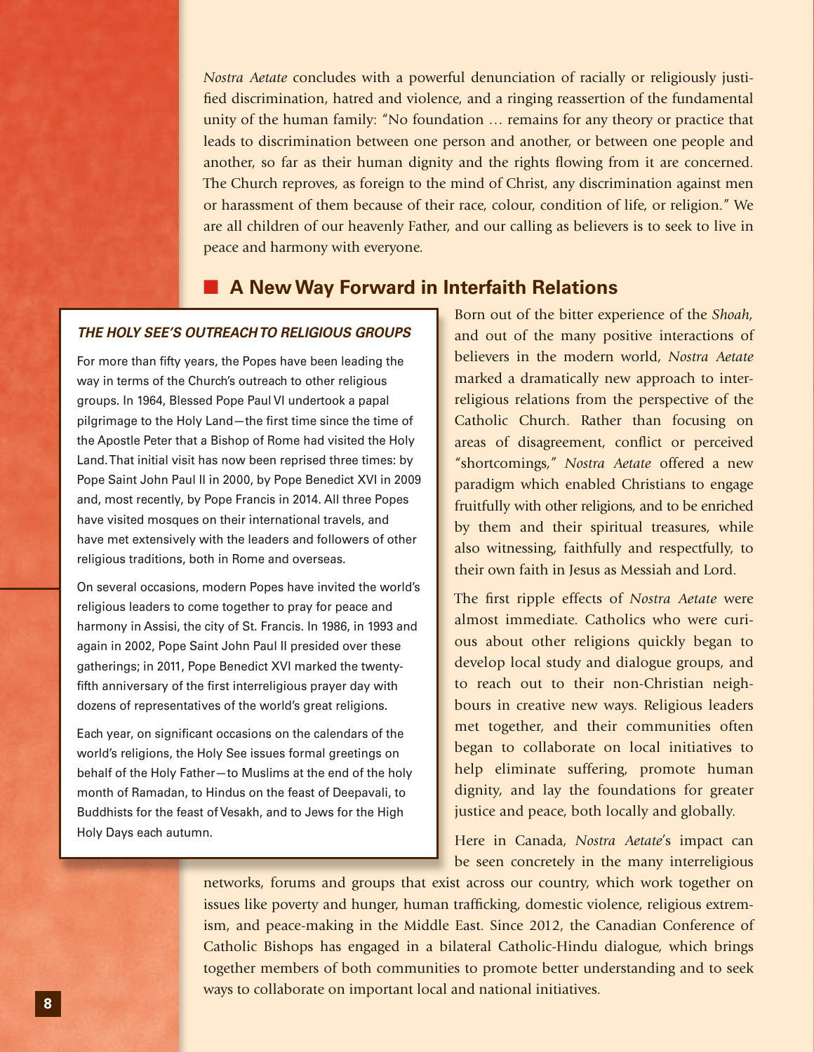*Nostra Aetate* concludes with a powerful denunciation of racially or religiously justified discrimination, hatred and violence, and a ringing reassertion of the fundamental unity of the human family: "No foundation … remains for any theory or practice that leads to discrimination between one person and another, or between one people and another, so far as their human dignity and the rights flowing from it are concerned. The Church reproves, as foreign to the mind of Christ, any discrimination against men or harassment of them because of their race, colour, condition of life, or religion." We are all children of our heavenly Father, and our calling as believers is to seek to live in peace and harmony with everyone.

## A New Way Forward in Interfaith Relations

Born out of the bitter experience of the *Shoah*, and out of the many positive interactions of believers in the modern world, *Nostra Aetate* marked a dramatically new approach to interreligious relations from the perspective of the Catholic Church. Rather than focusing on areas of disagreement, conflict or perceived "shortcomings," *Nostra Aetate* offered a new paradigm which enabled Christians to engage fruitfully with other religions, and to be enriched by them and their spiritual treasures, while also witnessing, faithfully and respectfully, to their own faith in Jesus as Messiah and Lord.

The first ripple effects of *Nostra Aetate* were almost immediate. Catholics who were curious about other religions quickly began to develop local study and dialogue groups, and to reach out to their non-Christian neighbours in creative new ways. Religious leaders met together, and their communities often began to collaborate on local initiatives to help eliminate suffering, promote human dignity, and lay the foundations for greater justice and peace, both locally and globally.

Here in Canada, *Nostra Aetate*'s impact can be seen concretely in the many interreligious networks, forums and groups that exist across our country, which work together on issues like poverty and hunger, human trafficking, domestic violence, religious extremism, and peace-making in the Middle East. Since 2012, the Canadian Conference of Catholic Bishops has engaged in a bilateral Catholic-Hindu dialogue, which brings together members of both communities to promote better understanding and to seek ways to collaborate on important local and national initiatives.

### *THE HOLY SEE'S OUTREACH TO RELIGIOUS GROUPS*

For more than fifty years, the Popes have been leading the way in terms of the Church's outreach to other religious groups. In 1964, Blessed Pope Paul VI undertook a papal pilgrimage to the Holy Land—the first time since the time of the Apostle Peter that a Bishop of Rome had visited the Holy Land. That initial visit has now been reprised three times: by Pope Saint John Paul II in 2000, by Pope Benedict XVI in 2009 and, most recently, by Pope Francis in 2014. All three Popes have visited mosques on their international travels, and have met extensively with the leaders and followers of other religious traditions, both in Rome and overseas.

On several occasions, modern Popes have invited the world's religious leaders to come together to pray for peace and harmony in Assisi, the city of St. Francis. In 1986, in 1993 and again in 2002, Pope Saint John Paul II presided over these gatherings; in 2011, Pope Benedict XVI marked the twenty-fifth anniversary of the first interreligious prayer day with dozens of representatives of the world's great religions.

Each year, on significant occasions on the calendars of the world's religions, the Holy See issues formal greetings on behalf of the Holy Father—to Muslims at the end of the holy month of Ramadan, to Hindus on the feast of Deepavali, to Buddhists for the feast of Vesakh, and to Jews for the High Holy Days each autumn.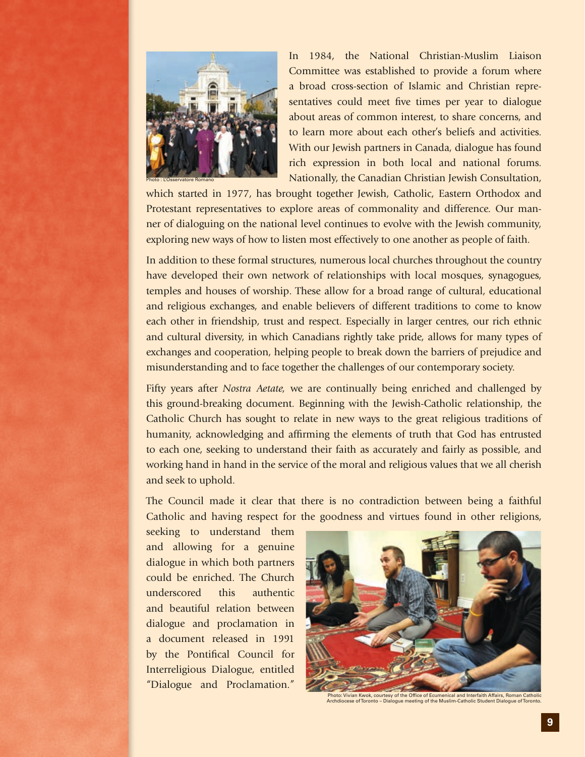Photo : L'Osservatore Romano

In 1984, the National Christian-Muslim Liaison Committee was established to provide a forum where a broad cross-section of Islamic and Christian representatives could meet five times per year to dialogue about areas of common interest, to share concerns, and to learn more about each other's beliefs and activities. With our Jewish partners in Canada, dialogue has found rich expression in both local and national forums. Nationally, the Canadian Christian Jewish Consultation, which started in 1977, has brought together Jewish, Catholic, Eastern Orthodox and Protestant representatives to explore areas of commonality and difference. Our manner of dialoguing on the national level continues to evolve with the Jewish community, exploring new ways of how to listen most effectively to one another as people of faith.

In addition to these formal structures, numerous local churches throughout the country have developed their own network of relationships with local mosques, synagogues, temples and houses of worship. These allow for a broad range of cultural, educational and religious exchanges, and enable believers of different traditions to come to know each other in friendship, trust and respect. Especially in larger centres, our rich ethnic and cultural diversity, in which Canadians rightly take pride, allows for many types of exchanges and cooperation, helping people to break down the barriers of prejudice and misunderstanding and to face together the challenges of our contemporary society.

Fifty years after *Nostra Aetate*, we are continually being enriched and challenged by this ground-breaking document. Beginning with the Jewish-Catholic relationship, the Catholic Church has sought to relate in new ways to the great religious traditions of humanity, acknowledging and affirming the elements of truth that God has entrusted to each one, seeking to understand their faith as accurately and fairly as possible, and working hand in hand in the service of the moral and religious values that we all cherish and seek to uphold.

The Council made it clear that there is no contradiction between being a faithful Catholic and having respect for the goodness and virtues found in other religions, seeking to understand them and allowing for a genuine dialogue in which both partners could be enriched. The Church underscored this authentic and beautiful relation between dialogue and proclamation in a document released in 1991 by the Pontifical Council for Interreligious Dialogue, entitled "Dialogue and Proclamation."

Photo: Vivian Kwok, courtesy of the Office of Ecumenical and Interfaith Affairs, Roman Catholic Archdiocese of Toronto – Dialogue meeting of the Muslim-Catholic Student Dialogue of Toronto.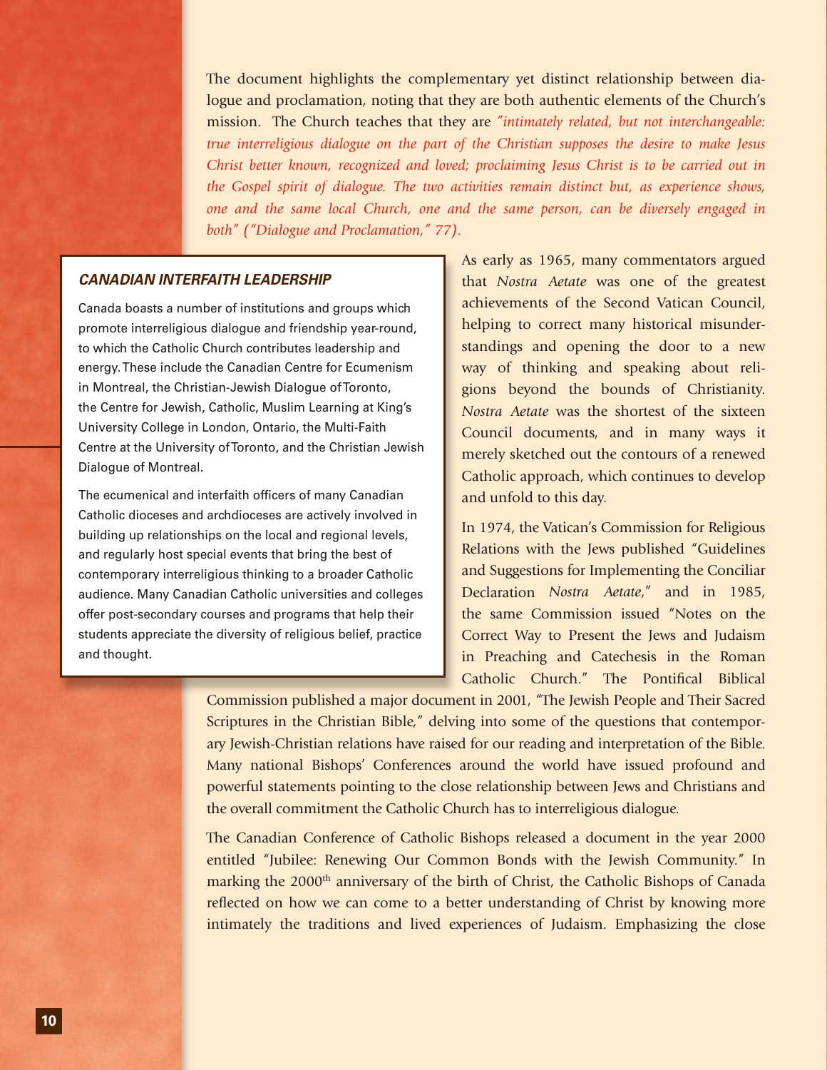The document highlights the complementary yet distinct relationship between dialogue and proclamation, noting that they are both authentic elements of the Church's mission. The Church teaches that they are *"intimately related, but not interchangeable: true interreligious dialogue on the part of the Christian supposes the desire to make Jesus Christ better known, recognized and loved; proclaiming Jesus Christ is to be carried out in the Gospel spirit of dialogue. The two activities remain distinct but, as experience shows, one and the same local Church, one and the same person, can be diversely engaged in both" ("Dialogue and Proclamation," 77).*

As early as 1965, many commentators argued that *Nostra Aetate* was one of the greatest achievements of the Second Vatican Council, helping to correct many historical misunderstandings and opening the door to a new way of thinking and speaking about religions beyond the bounds of Christianity. *Nostra Aetate* was the shortest of the sixteen Council documents, and in many ways it merely sketched out the contours of a renewed Catholic approach, which continues to develop and unfold to this day.

In 1974, the Vatican's Commission for Religious Relations with the Jews published "Guidelines and Suggestions for Implementing the Conciliar Declaration *Nostra Aetate*," and in 1985, the same Commission issued "Notes on the Correct Way to Present the Jews and Judaism in Preaching and Catechesis in the Roman Catholic Church." The Pontifical Biblical Commission published a major document in 2001, "The Jewish People and Their Sacred Scriptures in the Christian Bible," delving into some of the questions that contemporary Jewish-Christian relations have raised for our reading and interpretation of the Bible. Many national Bishops' Conferences around the world have issued profound and powerful statements pointing to the close relationship between Jews and Christians and the overall commitment the Catholic Church has to interreligious dialogue.

The Canadian Conference of Catholic Bishops released a document in the year 2000 entitled "Jubilee: Renewing Our Common Bonds with the Jewish Community." In marking the 2000th anniversary of the birth of Christ, the Catholic Bishops of Canada reflected on how we can come to a better understanding of Christ by knowing more intimately the traditions and lived experiences of Judaism. Emphasizing the close

### *CANADIAN INTERFAITH LEADERSHIP*

Canada boasts a number of institutions and groups which promote interreligious dialogue and friendship year-round, to which the Catholic Church contributes leadership and energy. These include the Canadian Centre for Ecumenism in Montreal, the Christian-Jewish Dialogue of Toronto, the Centre for Jewish, Catholic, Muslim Learning at King's University College in London, Ontario, the Multi-Faith Centre at the University of Toronto, and the Christian Jewish Dialogue of Montreal.

The ecumenical and interfaith officers of many Canadian Catholic dioceses and archdioceses are actively involved in building up relationships on the local and regional levels, and regularly host special events that bring the best of contemporary interreligious thinking to a broader Catholic audience. Many Canadian Catholic universities and colleges offer post-secondary courses and programs that help their students appreciate the diversity of religious belief, practice and thought.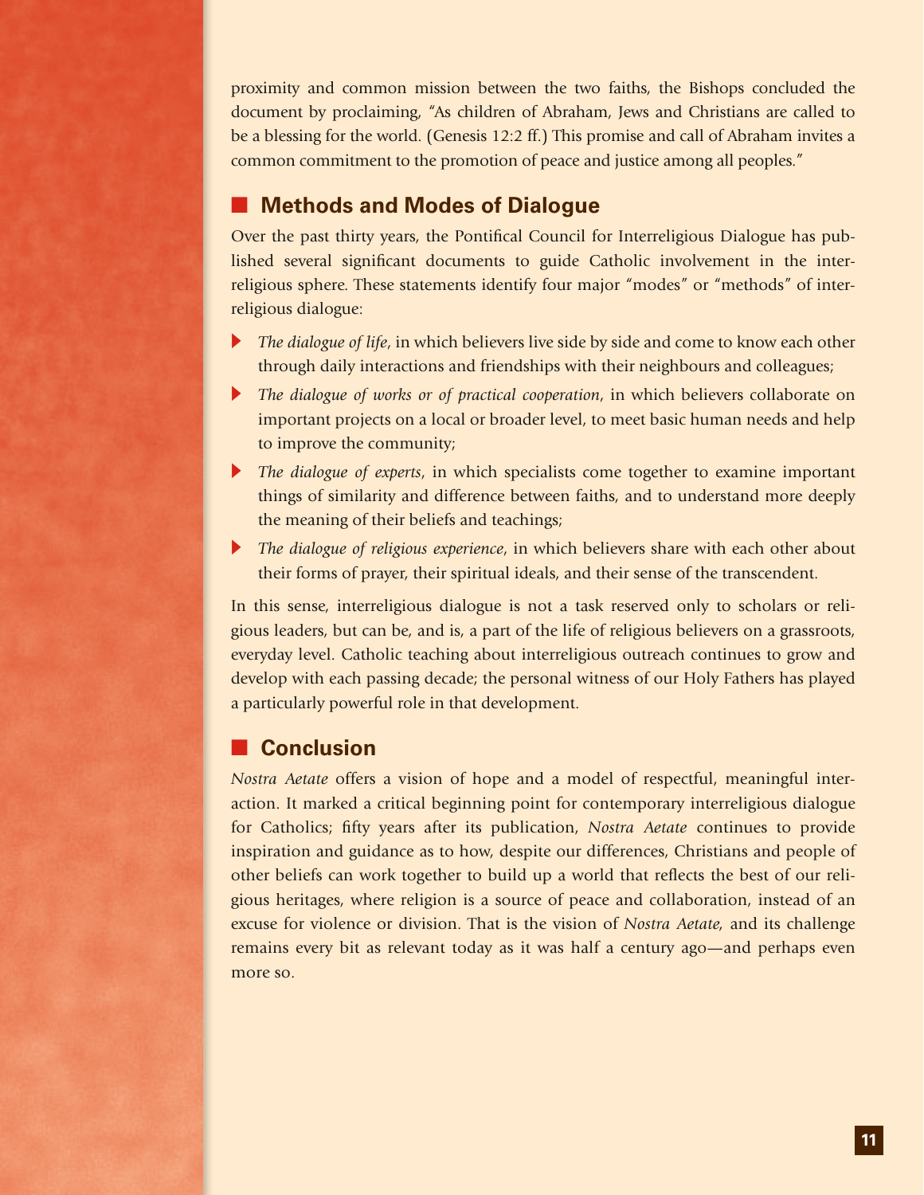proximity and common mission between the two faiths, the Bishops concluded the document by proclaiming, "As children of Abraham, Jews and Christians are called to be a blessing for the world. (Genesis 12:2 ff.) This promise and call of Abraham invites a common commitment to the promotion of peace and justice among all peoples."

## Methods and Modes of Dialogue

Over the past thirty years, the Pontifical Council for Interreligious Dialogue has published several significant documents to guide Catholic involvement in the interreligious sphere. These statements identify four major "modes" or "methods" of interreligious dialogue:

- *The dialogue of life*, in which believers live side by side and come to know each other through daily interactions and friendships with their neighbours and colleagues;
- *The dialogue of works or of practical cooperation*, in which believers collaborate on important projects on a local or broader level, to meet basic human needs and help to improve the community;
- *The dialogue of experts*, in which specialists come together to examine important things of similarity and difference between faiths, and to understand more deeply the meaning of their beliefs and teachings;
- *The dialogue of religious experience*, in which believers share with each other about their forms of prayer, their spiritual ideals, and their sense of the transcendent.

In this sense, interreligious dialogue is not a task reserved only to scholars or religious leaders, but can be, and is, a part of the life of religious believers on a grassroots, everyday level. Catholic teaching about interreligious outreach continues to grow and develop with each passing decade; the personal witness of our Holy Fathers has played a particularly powerful role in that development.

## Conclusion

*Nostra Aetate* offers a vision of hope and a model of respectful, meaningful interaction. It marked a critical beginning point for contemporary interreligious dialogue for Catholics; fifty years after its publication, *Nostra Aetate* continues to provide inspiration and guidance as to how, despite our differences, Christians and people of other beliefs can work together to build up a world that reflects the best of our religious heritages, where religion is a source of peace and collaboration, instead of an excuse for violence or division. That is the vision of *Nostra Aetate,* and its challenge remains every bit as relevant today as it was half a century ago—and perhaps even more so.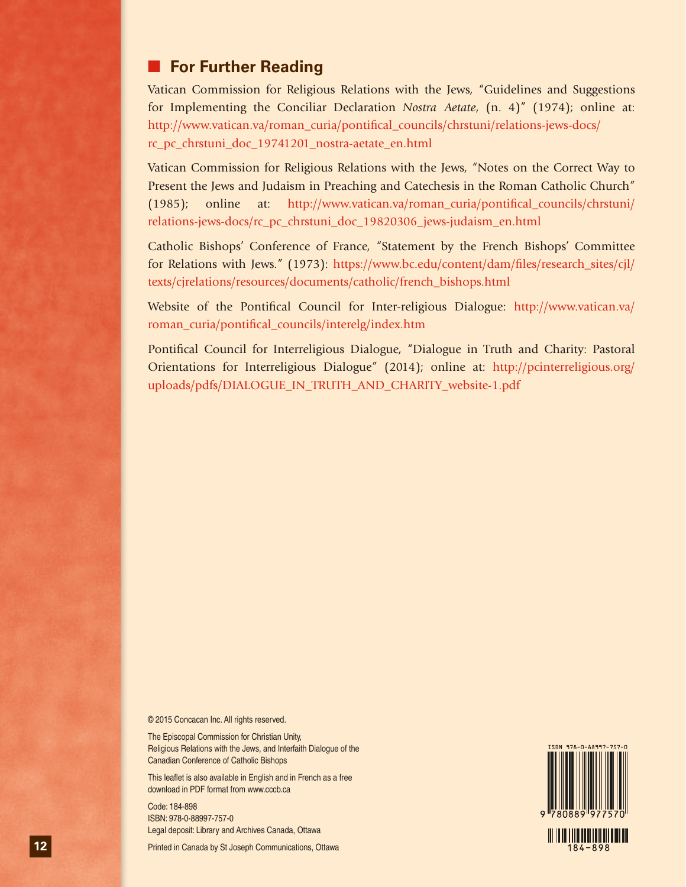## For Further Reading

Vatican Commission for Religious Relations with the Jews, "Guidelines and Suggestions for Implementing the Conciliar Declaration *Nostra Aetate*, (n. 4)" (1974); online at: http://www.vatican.va/roman_curia/pontifical_councils/chrstuni/relations-jews-docs/rc_pc_chrstuni_doc_19741201_nostra-aetate_en.html

Vatican Commission for Religious Relations with the Jews, "Notes on the Correct Way to Present the Jews and Judaism in Preaching and Catechesis in the Roman Catholic Church" (1985); online at: http://www.vatican.va/roman_curia/pontifical_councils/chrstuni/relations-jews-docs/rc_pc_chrstuni_doc_19820306_jews-judaism_en.html

Catholic Bishops' Conference of France, "Statement by the French Bishops' Committee for Relations with Jews." (1973): https://www.bc.edu/content/dam/files/research_sites/cjl/texts/cjrelations/resources/documents/catholic/french_bishops.html

Website of the Pontifical Council for Inter-religious Dialogue: http://www.vatican.va/roman_curia/pontifical_councils/interelg/index.htm

Pontifical Council for Interreligious Dialogue, "Dialogue in Truth and Charity: Pastoral Orientations for Interreligious Dialogue" (2014); online at: http://pcinterreligious.org/uploads/pdfs/DIALOGUE_IN_TRUTH_AND_CHARITY_website-1.pdf

© 2015 Concacan Inc. All rights reserved.

The Episcopal Commission for Christian Unity, Religious Relations with the Jews, and Interfaith Dialogue of the Canadian Conference of Catholic Bishops

This leaflet is also available in English and in French as a free download in PDF format from www.cccb.ca

Code: 184-898
ISBN: 978-0-88997-757-0
Legal deposit: Library and Archives Canada, Ottawa

Printed in Canada by St Joseph Communications, Ottawa

ISBN 978-0-88997-757-0

9 780889 977570

184-898